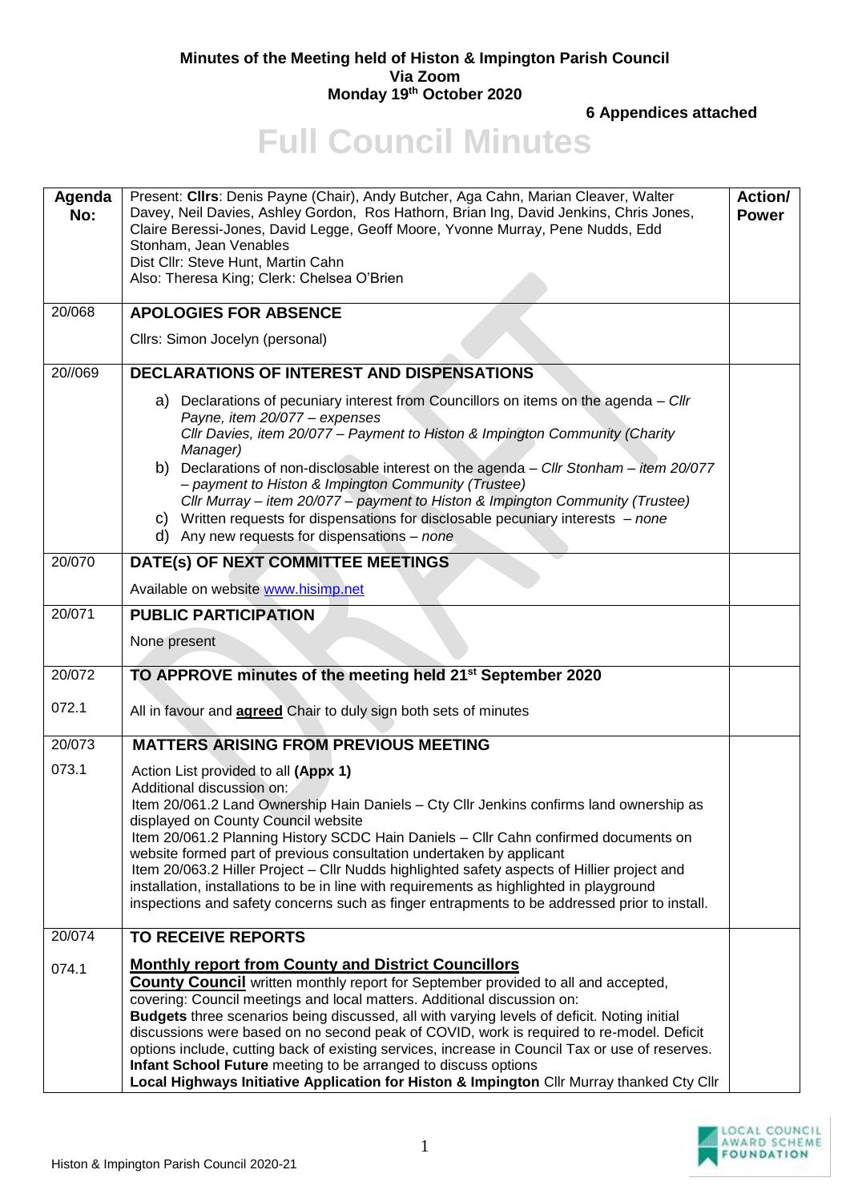**Minutes of the Meeting held of Histon & Impington Parish Council**
**Via Zoom**
**Monday 19th October 2020**

**6 Appendices attached**

# Full Council Minutes

| Agenda No: | Present: **Cllrs**: Denis Payne (Chair), Andy Butcher, Aga Cahn, Marian Cleaver, Walter Davey, Neil Davies, Ashley Gordon, Ros Hathorn, Brian Ing, David Jenkins, Chris Jones, Claire Beressi-Jones, David Legge, Geoff Moore, Yvonne Murray, Pene Nudds, Edd Stonham, Jean Venables<br>Dist Cllr: Steve Hunt, Martin Cahn<br>Also: Theresa King; Clerk: Chelsea O'Brien | **Action/ Power** |
|---|---|---|
| 20/068 | **APOLOGIES FOR ABSENCE**<br><br>Cllrs: Simon Jocelyn (personal) | |
| 20//069 | **DECLARATIONS OF INTEREST AND DISPENSATIONS**<br><br>a) Declarations of pecuniary interest from Councillors on items on the agenda – *Cllr Payne, item 20/077 – expenses*<br>*Cllr Davies, item 20/077 – Payment to Histon & Impington Community (Charity Manager)*<br>b) Declarations of non-disclosable interest on the agenda – *Cllr Stonham – item 20/077 – payment to Histon & Impington Community (Trustee)*<br>*Cllr Murray – item 20/077 – payment to Histon & Impington Community (Trustee)*<br>c) Written requests for dispensations for disclosable pecuniary interests – *none*<br>d) Any new requests for dispensations – *none* | |
| 20/070 | **DATE(s) OF NEXT COMMITTEE MEETINGS**<br><br>Available on website www.hisimp.net | |
| 20/071 | **PUBLIC PARTICIPATION**<br><br>None present | |
| 20/072<br><br>072.1 | **TO APPROVE minutes of the meeting held 21st September 2020**<br><br>All in favour and **agreed** Chair to duly sign both sets of minutes | |
| 20/073<br><br>073.1 | **MATTERS ARISING FROM PREVIOUS MEETING**<br><br>Action List provided to all **(Appx 1)**<br>Additional discussion on:<br>Item 20/061.2 Land Ownership Hain Daniels – Cty Cllr Jenkins confirms land ownership as displayed on County Council website<br>Item 20/061.2 Planning History SCDC Hain Daniels – Cllr Cahn confirmed documents on website formed part of previous consultation undertaken by applicant<br>Item 20/063.2 Hiller Project – Cllr Nudds highlighted safety aspects of Hillier project and installation, installations to be in line with requirements as highlighted in playground inspections and safety concerns such as finger entrapments to be addressed prior to install. | |
| 20/074<br><br>074.1 | **TO RECEIVE REPORTS**<br><br>**Monthly report from County and District Councillors**<br>**County Council** written monthly report for September provided to all and accepted, covering: Council meetings and local matters. Additional discussion on:<br>**Budgets** three scenarios being discussed, all with varying levels of deficit. Noting initial discussions were based on no second peak of COVID, work is required to re-model. Deficit options include, cutting back of existing services, increase in Council Tax or use of reserves.<br>**Infant School Future** meeting to be arranged to discuss options<br>**Local Highways Initiative Application for Histon & Impington** Cllr Murray thanked Cty Cllr | |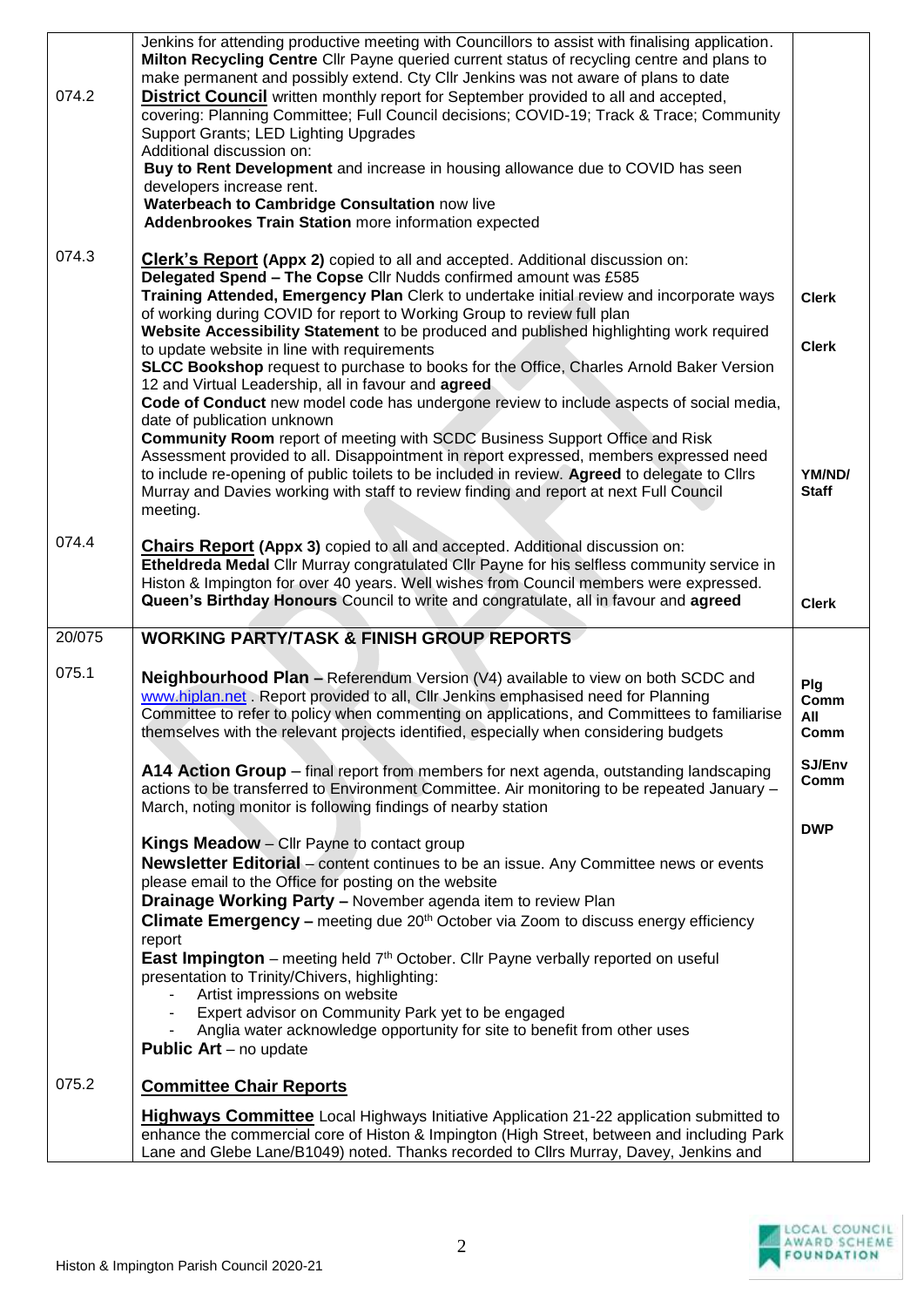| | | |
|---|---|---|
| | Jenkins for attending productive meeting with Councillors to assist with finalising application.<br>**Milton Recycling Centre** Cllr Payne queried current status of recycling centre and plans to make permanent and possibly extend. Cty Cllr Jenkins was not aware of plans to date | |
| 074.2 | **District Council** written monthly report for September provided to all and accepted, covering: Planning Committee; Full Council decisions; COVID-19; Track & Trace; Community Support Grants; LED Lighting Upgrades<br>Additional discussion on:<br>**Buy to Rent Development** and increase in housing allowance due to COVID has seen developers increase rent.<br>**Waterbeach to Cambridge Consultation** now live<br>**Addenbrookes Train Station** more information expected | |
| 074.3 | **Clerk's Report (Appx 2)** copied to all and accepted. Additional discussion on:<br>**Delegated Spend – The Copse** Cllr Nudds confirmed amount was £585<br>**Training Attended, Emergency Plan** Clerk to undertake initial review and incorporate ways of working during COVID for report to Working Group to review full plan<br>**Website Accessibility Statement** to be produced and published highlighting work required to update website in line with requirements<br>**SLCC Bookshop** request to purchase to books for the Office, Charles Arnold Baker Version 12 and Virtual Leadership, all in favour and **agreed**<br>**Code of Conduct** new model code has undergone review to include aspects of social media, date of publication unknown<br>**Community Room** report of meeting with SCDC Business Support Office and Risk Assessment provided to all. Disappointment in report expressed, members expressed need to include re-opening of public toilets to be included in review. **Agreed** to delegate to Cllrs Murray and Davies working with staff to review finding and report at next Full Council meeting. | **Clerk**<br><br>**Clerk**<br><br>**YM/ND/ Staff** |
| 074.4 | **Chairs Report (Appx 3)** copied to all and accepted. Additional discussion on:<br>**Etheldreda Medal** Cllr Murray congratulated Cllr Payne for his selfless community service in Histon & Impington for over 40 years. Well wishes from Council members were expressed.<br>**Queen's Birthday Honours** Council to write and congratulate, all in favour and **agreed** | **Clerk** |
| 20/075 | **WORKING PARTY/TASK & FINISH GROUP REPORTS** | |
| 075.1 | **Neighbourhood Plan –** Referendum Version (V4) available to view on both SCDC and www.hiplan.net . Report provided to all, Cllr Jenkins emphasised need for Planning Committee to refer to policy when commenting on applications, and Committees to familiarise themselves with the relevant projects identified, especially when considering budgets<br><br>**A14 Action Group** – final report from members for next agenda, outstanding landscaping actions to be transferred to Environment Committee. Air monitoring to be repeated January – March, noting monitor is following findings of nearby station<br><br>**Kings Meadow** – Cllr Payne to contact group<br>**Newsletter Editorial** – content continues to be an issue. Any Committee news or events please email to the Office for posting on the website<br>**Drainage Working Party –** November agenda item to review Plan<br>**Climate Emergency –** meeting due 20th October via Zoom to discuss energy efficiency report<br>**East Impington** – meeting held 7th October. Cllr Payne verbally reported on useful presentation to Trinity/Chivers, highlighting:<br>- Artist impressions on website<br>- Expert advisor on Community Park yet to be engaged<br>- Anglia water acknowledge opportunity for site to benefit from other uses<br>**Public Art** – no update | **Plg Comm**<br>**All Comm**<br><br>**SJ/Env Comm**<br><br>**DWP** |
| 075.2 | **Committee Chair Reports**<br><br>**Highways Committee** Local Highways Initiative Application 21-22 application submitted to enhance the commercial core of Histon & Impington (High Street, between and including Park Lane and Glebe Lane/B1049) noted. Thanks recorded to Cllrs Murray, Davey, Jenkins and | |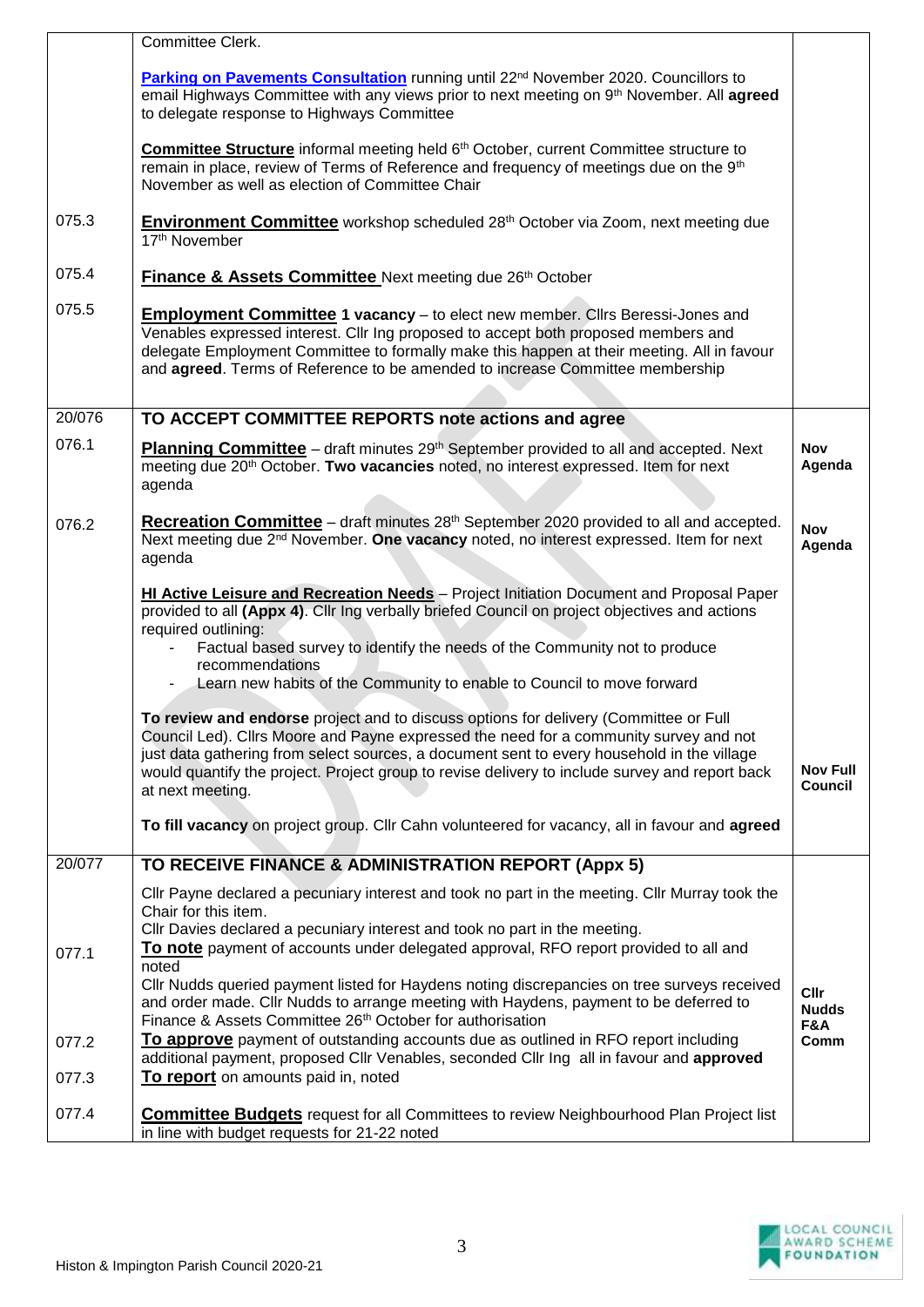| | | |
|---|---|---|
| | Committee Clerk.<br><br>**Parking on Pavements Consultation** running until 22nd November 2020. Councillors to email Highways Committee with any views prior to next meeting on 9th November. All **agreed** to delegate response to Highways Committee<br><br>**Committee Structure** informal meeting held 6th October, current Committee structure to remain in place, review of Terms of Reference and frequency of meetings due on the 9th November as well as election of Committee Chair | |
| 075.3 | **Environment Committee** workshop scheduled 28th October via Zoom, next meeting due 17th November | |
| 075.4 | **Finance & Assets Committee** Next meeting due 26th October | |
| 075.5 | **Employment Committee 1 vacancy** – to elect new member. Cllrs Beressi-Jones and Venables expressed interest. Cllr Ing proposed to accept both proposed members and delegate Employment Committee to formally make this happen at their meeting. All in favour and **agreed**. Terms of Reference to be amended to increase Committee membership | |
| 20/076 | **TO ACCEPT COMMITTEE REPORTS note actions and agree** | |
| 076.1 | **Planning Committee** – draft minutes 29th September provided to all and accepted. Next meeting due 20th October. **Two vacancies** noted, no interest expressed. Item for next agenda | **Nov Agenda** |
| 076.2 | **Recreation Committee** – draft minutes 28th September 2020 provided to all and accepted. Next meeting due 2nd November. **One vacancy** noted, no interest expressed. Item for next agenda | **Nov Agenda** |
| | **HI Active Leisure and Recreation Needs** – Project Initiation Document and Proposal Paper provided to all **(Appx 4)**. Cllr Ing verbally briefed Council on project objectives and actions required outlining:<br>- Factual based survey to identify the needs of the Community not to produce recommendations<br>- Learn new habits of the Community to enable to Council to move forward<br><br>**To review and endorse** project and to discuss options for delivery (Committee or Full Council Led). Cllrs Moore and Payne expressed the need for a community survey and not just data gathering from select sources, a document sent to every household in the village would quantify the project. Project group to revise delivery to include survey and report back at next meeting.<br><br>**To fill vacancy** on project group. Cllr Cahn volunteered for vacancy, all in favour and **agreed** | **Nov Full Council** |
| 20/077 | **TO RECEIVE FINANCE & ADMINISTRATION REPORT (Appx 5)** | |
| | Cllr Payne declared a pecuniary interest and took no part in the meeting. Cllr Murray took the Chair for this item.<br>Cllr Davies declared a pecuniary interest and took no part in the meeting. | |
| 077.1 | **To note** payment of accounts under delegated approval, RFO report provided to all and noted<br>Cllr Nudds queried payment listed for Haydens noting discrepancies on tree surveys received and order made. Cllr Nudds to arrange meeting with Haydens, payment to be deferred to Finance & Assets Committee 26th October for authorisation | **Cllr Nudds F&A Comm** |
| 077.2 | **To approve** payment of outstanding accounts due as outlined in RFO report including additional payment, proposed Cllr Venables, seconded Cllr Ing all in favour and **approved** | |
| 077.3 | **To report** on amounts paid in, noted | |
| 077.4 | **Committee Budgets** request for all Committees to review Neighbourhood Plan Project list in line with budget requests for 21-22 noted | |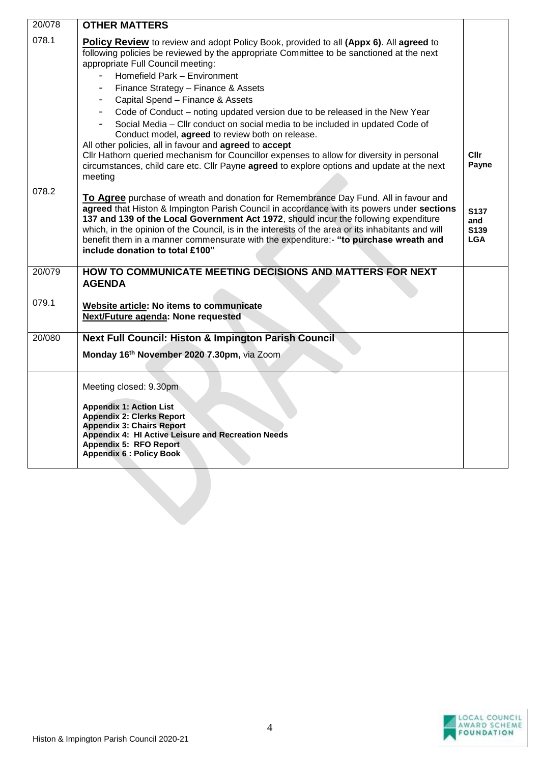| | | |
|---|---|---|
| 20/078 | **OTHER MATTERS** | |
| 078.1 | **Policy Review** to review and adopt Policy Book, provided to all **(Appx 6)**. All **agreed** to following policies be reviewed by the appropriate Committee to be sanctioned at the next appropriate Full Council meeting:<br>- Homefield Park – Environment<br>- Finance Strategy – Finance & Assets<br>- Capital Spend – Finance & Assets<br>- Code of Conduct – noting updated version due to be released in the New Year<br>- Social Media – Cllr conduct on social media to be included in updated Code of Conduct model, **agreed** to review both on release.<br>All other policies, all in favour and **agreed** to **accept**<br>Cllr Hathorn queried mechanism for Councillor expenses to allow for diversity in personal circumstances, child care etc. Cllr Payne **agreed** to explore options and update at the next meeting | **Cllr Payne** |
| 078.2 | **To Agree** purchase of wreath and donation for Remembrance Day Fund. All in favour and **agreed** that Histon & Impington Parish Council in accordance with its powers under **sections 137 and 139 of the Local Government Act 1972**, should incur the following expenditure which, in the opinion of the Council, is in the interests of the area or its inhabitants and will benefit them in a manner commensurate with the expenditure:- **"to purchase wreath and include donation to total £100"** | **S137 and S139 LGA** |
| 20/079 | **HOW TO COMMUNICATE MEETING DECISIONS AND MATTERS FOR NEXT AGENDA** | |
| 079.1 | **Website article: No items to communicate**<br>**Next/Future agenda: None requested** | |
| 20/080 | **Next Full Council: Histon & Impington Parish Council**<br>**Monday 16th November 2020 7.30pm,** via Zoom | |
| | Meeting closed: 9.30pm<br>**Appendix 1: Action List**<br>**Appendix 2: Clerks Report**<br>**Appendix 3: Chairs Report**<br>**Appendix 4: HI Active Leisure and Recreation Needs**<br>**Appendix 5: RFO Report**<br>**Appendix 6 : Policy Book** | |